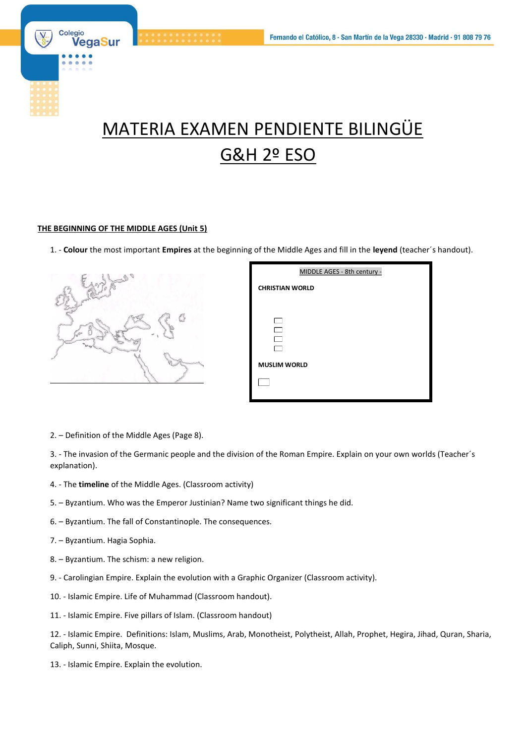# MATERIA EXAMEN PENDIENTE BILINGÜE G&H 2º ESO

**THE BEGINNING OF THE MIDDLE AGES (Unit 5)**

1. - **Colour** the most important **Empires** at the beginning of the Middle Ages and fill in the **leyend** (teacher´s handout).

MIDDLE AGES - 8th century -

**CHRISTIAN WORLD**

- ☐
- ☐
- ☐
- ☐

**MUSLIM WORLD**

- ☐

2. – Definition of the Middle Ages (Page 8).

3. - The invasion of the Germanic people and the division of the Roman Empire. Explain on your own worlds (Teacher´s explanation).

4. - The **timeline** of the Middle Ages. (Classroom activity)

5. – Byzantium. Who was the Emperor Justinian? Name two significant things he did.

6. – Byzantium. The fall of Constantinople. The consequences.

7. – Byzantium. Hagia Sophia.

8. – Byzantium. The schism: a new religion.

9. - Carolingian Empire. Explain the evolution with a Graphic Organizer (Classroom activity).

10. - Islamic Empire. Life of Muhammad (Classroom handout).

11. - Islamic Empire. Five pillars of Islam. (Classroom handout)

12. - Islamic Empire. Definitions: Islam, Muslims, Arab, Monotheist, Polytheist, Allah, Prophet, Hegira, Jihad, Quran, Sharia, Caliph, Sunni, Shiita, Mosque.

13. - Islamic Empire. Explain the evolution.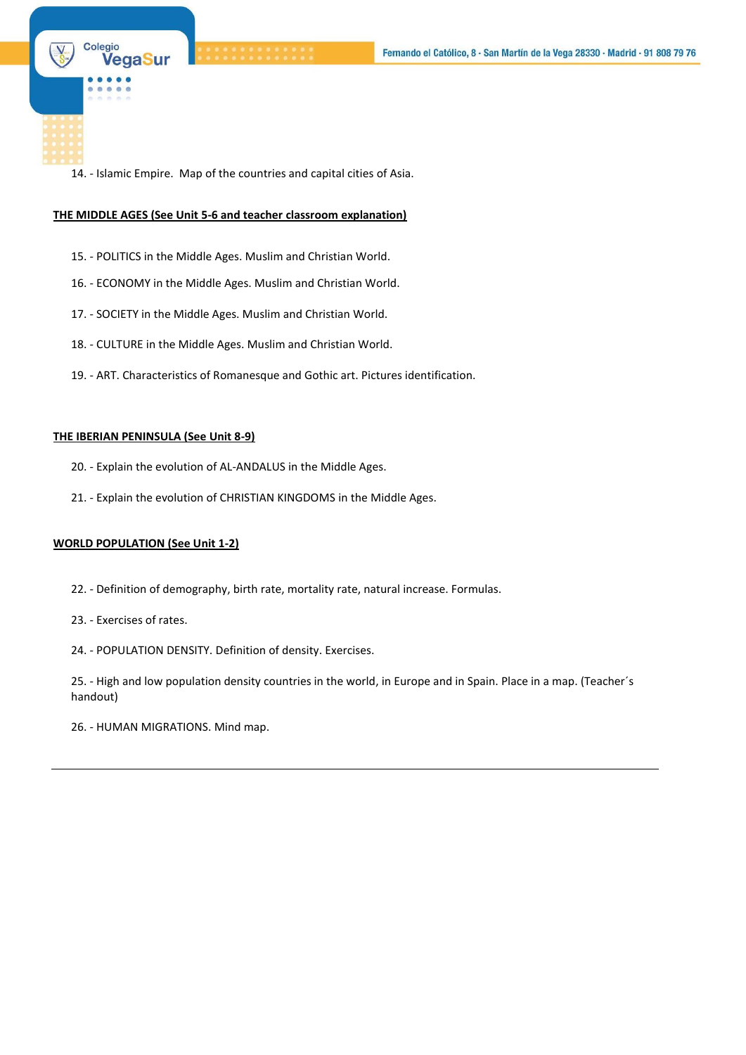14. - Islamic Empire. Map of the countries and capital cities of Asia.

**THE MIDDLE AGES (See Unit 5-6 and teacher classroom explanation)**

15. - POLITICS in the Middle Ages. Muslim and Christian World.

16. - ECONOMY in the Middle Ages. Muslim and Christian World.

17. - SOCIETY in the Middle Ages. Muslim and Christian World.

18. - CULTURE in the Middle Ages. Muslim and Christian World.

19. - ART. Characteristics of Romanesque and Gothic art. Pictures identification.

**THE IBERIAN PENINSULA (See Unit 8-9)**

20. - Explain the evolution of AL-ANDALUS in the Middle Ages.

21. - Explain the evolution of CHRISTIAN KINGDOMS in the Middle Ages.

**WORLD POPULATION (See Unit 1-2)**

22. - Definition of demography, birth rate, mortality rate, natural increase. Formulas.

23. - Exercises of rates.

24. - POPULATION DENSITY. Definition of density. Exercises.

25. - High and low population density countries in the world, in Europe and in Spain. Place in a map. (Teacher´s handout)

26. - HUMAN MIGRATIONS. Mind map.